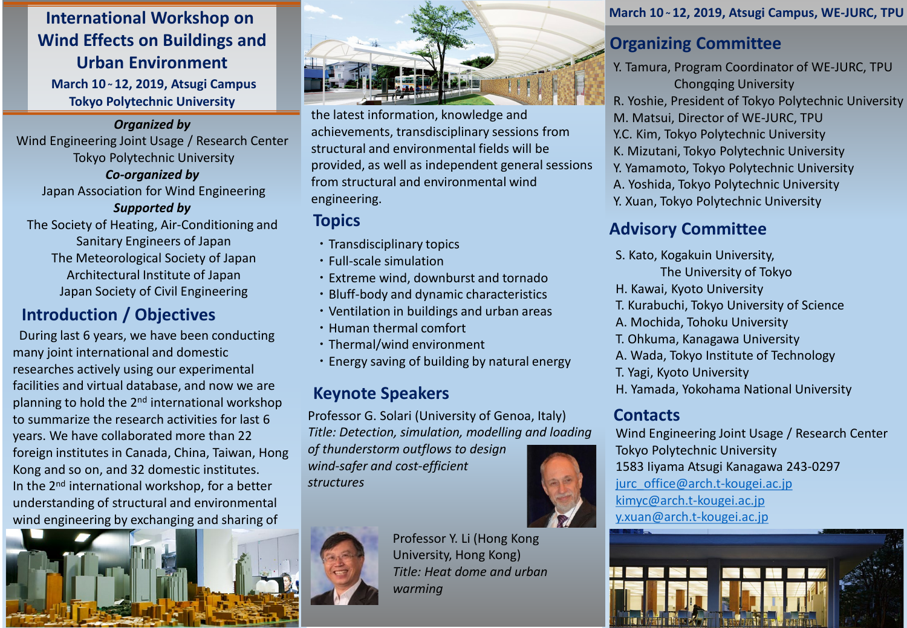# International Workshop on Wind Effects on Buildings and Urban Environment

**March 10 ~ 12, 2019, Atsugi Campus**
**Tokyo Polytechnic University**

***Organized by***
Wind Engineering Joint Usage / Research Center
Tokyo Polytechnic University

***Co-organized by***
Japan Association for Wind Engineering

***Supported by***
The Society of Heating, Air-Conditioning and Sanitary Engineers of Japan
The Meteorological Society of Japan
Architectural Institute of Japan
Japan Society of Civil Engineering

## Introduction / Objectives

During last 6 years, we have been conducting many joint international and domestic researches actively using our experimental facilities and virtual database, and now we are planning to hold the 2nd international workshop to summarize the research activities for last 6 years. We have collaborated more than 22 foreign institutes in Canada, China, Taiwan, Hong Kong and so on, and 32 domestic institutes. In the 2nd international workshop, for a better understanding of structural and environmental wind engineering by exchanging and sharing of the latest information, knowledge and achievements, transdisciplinary sessions from structural and environmental fields will be provided, as well as independent general sessions from structural and environmental wind engineering.

## Topics

- Transdisciplinary topics
- Full-scale simulation
- Extreme wind, downburst and tornado
- Bluff-body and dynamic characteristics
- Ventilation in buildings and urban areas
- Human thermal comfort
- Thermal/wind environment
- Energy saving of building by natural energy

## Keynote Speakers

Professor G. Solari (University of Genoa, Italy)
*Title: Detection, simulation, modelling and loading of thunderstorm outflows to design wind-safer and cost-efficient structures*

Professor Y. Li (Hong Kong University, Hong Kong)
*Title: Heat dome and urban warming*

**March 10 ~ 12, 2019, Atsugi Campus, WE-JURC, TPU**

## Organizing Committee

- Y. Tamura, Program Coordinator of WE-JURC, TPU Chongqing University
- R. Yoshie, President of Tokyo Polytechnic University
- M. Matsui, Director of WE-JURC, TPU
- Y.C. Kim, Tokyo Polytechnic University
- K. Mizutani, Tokyo Polytechnic University
- Y. Yamamoto, Tokyo Polytechnic University
- A. Yoshida, Tokyo Polytechnic University
- Y. Xuan, Tokyo Polytechnic University

## Advisory Committee

- S. Kato, Kogakuin University, The University of Tokyo
- H. Kawai, Kyoto University
- T. Kurabuchi, Tokyo University of Science
- A. Mochida, Tohoku University
- T. Ohkuma, Kanagawa University
- A. Wada, Tokyo Institute of Technology
- T. Yagi, Kyoto University
- H. Yamada, Yokohama National University

## Contacts

Wind Engineering Joint Usage / Research Center
Tokyo Polytechnic University
1583 Iiyama Atsugi Kanagawa 243-0297
jurc_office@arch.t-kougei.ac.jp
kimyc@arch.t-kougei.ac.jp
y.xuan@arch.t-kougei.ac.jp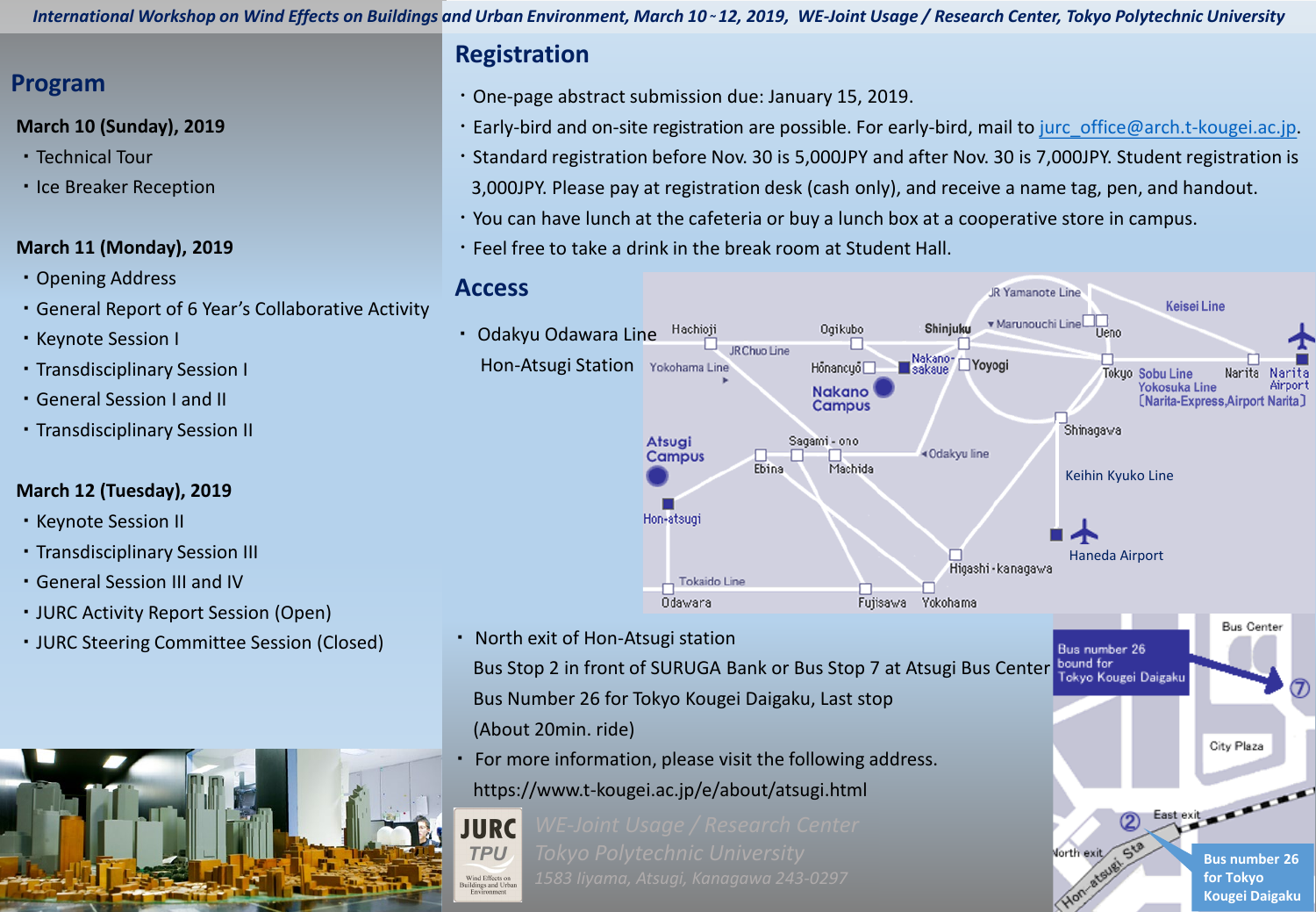## Program

**March 10 (Sunday), 2019**

- Technical Tour
- Ice Breaker Reception

**March 11 (Monday), 2019**

- Opening Address
- General Report of 6 Year's Collaborative Activity
- Keynote Session I
- Transdisciplinary Session I
- General Session I and II
- Transdisciplinary Session II

**March 12 (Tuesday), 2019**

- Keynote Session II
- Transdisciplinary Session III
- General Session III and IV
- JURC Activity Report Session (Open)
- JURC Steering Committee Session (Closed)

## Registration

- One-page abstract submission due: January 15, 2019.
- Early-bird and on-site registration are possible. For early-bird, mail to jurc_office@arch.t-kougei.ac.jp.
- Standard registration before Nov. 30 is 5,000JPY and after Nov. 30 is 7,000JPY. Student registration is 3,000JPY. Please pay at registration desk (cash only), and receive a name tag, pen, and handout.
- You can have lunch at the cafeteria or buy a lunch box at a cooperative store in campus.
- Feel free to take a drink in the break room at Student Hall.

## Access

- Odakyu Odawara Line
  Hon-Atsugi Station

JR Yamanote Line
Keisei Line
Hachioji
Ogikubo
Shinjuku
Marunouchi Line
Ueno
JR Chuo Line
Yokohama Line
Hōnancyō
Nakano-sakaue
Yoyogi
Tokyo
Sobu Line
Yokosuka Line
Narita
Narita Airport
[Narita-Express, Airport Narita]
Nakano Campus
Atsugi Campus
Sagami-ono
Ebina
Machida
Odakyu line
Shinagawa
Keihin Kyuko Line
Hon-atsugi
Haneda Airport
Higashi-kanagawa
Tokaido Line
Odawara
Fujisawa
Yokohama

- North exit of Hon-Atsugi station
  Bus Stop 2 in front of SURUGA Bank or Bus Stop 7 at Atsugi Bus Center
  Bus Number 26 for Tokyo Kougei Daigaku, Last stop
  (About 20min. ride)
- For more information, please visit the following address.
  https://www.t-kougei.ac.jp/e/about/atsugi.html

Bus Center
Bus number 26 bound for Tokyo Kougei Daigaku
⑦
City Plaza
②
East exit
North exit
Hon-atsugi Sta
Bus number 26 for Tokyo Kougei Daigaku

JURC TPU
Wind Effects on Buildings and Urban Environment

*WE-Joint Usage / Research Center*
*Tokyo Polytechnic University*
*1583 Iiyama, Atsugi, Kanagawa 243-0297*